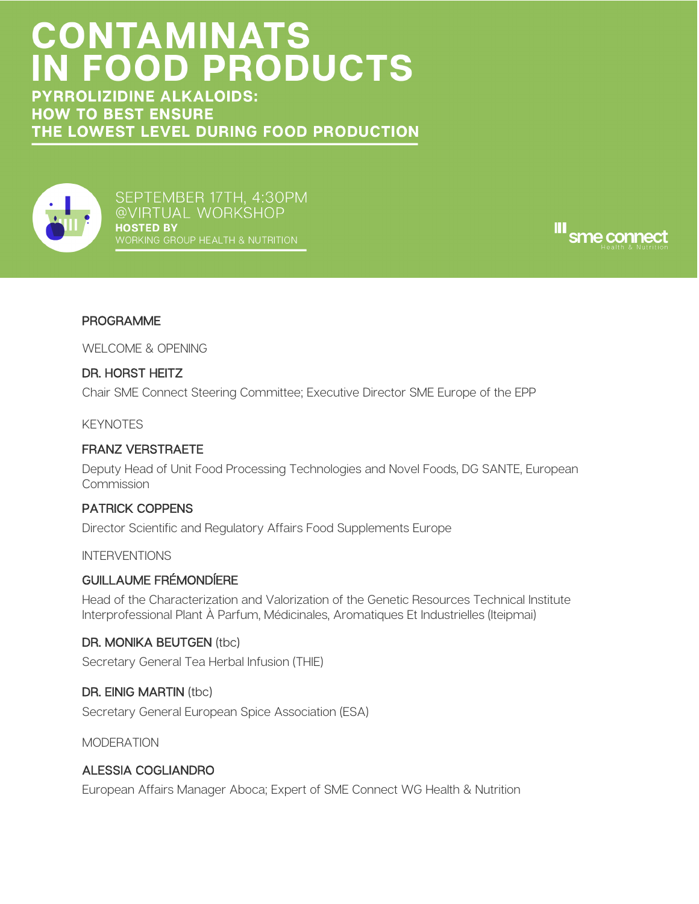# CONTAMINATS IN FOOD PRODUCTS

## PYRROLIZIDINE ALKALOIDS: HOW TO BEST ENSURE THE LOWEST LEVEL DURING FOOD PRODUCTION

SEPTEMBER 17TH, 4:30PM
@VIRTUAL WORKSHOP
**HOSTED BY**
WORKING GROUP HEALTH & NUTRITION

sme connect
Health & Nutrition

### PROGRAMME

WELCOME & OPENING

**DR. HORST HEITZ**

Chair SME Connect Steering Committee; Executive Director SME Europe of the EPP

KEYNOTES

**FRANZ VERSTRAETE**

Deputy Head of Unit Food Processing Technologies and Novel Foods, DG SANTE, European Commission

**PATRICK COPPENS**

Director Scientific and Regulatory Affairs Food Supplements Europe

INTERVENTIONS

**GUILLAUME FRÉMONDÍERE**

Head of the Characterization and Valorization of the Genetic Resources Technical Institute Interprofessional Plant À Parfum, Médicinales, Aromatiques Et Industrielles (Iteipmai)

**DR. MONIKA BEUTGEN** (tbc)

Secretary General Tea Herbal Infusion (THIE)

**DR. EINIG MARTIN** (tbc)

Secretary General European Spice Association (ESA)

MODERATION

**ALESSIA COGLIANDRO**

European Affairs Manager Aboca; Expert of SME Connect WG Health & Nutrition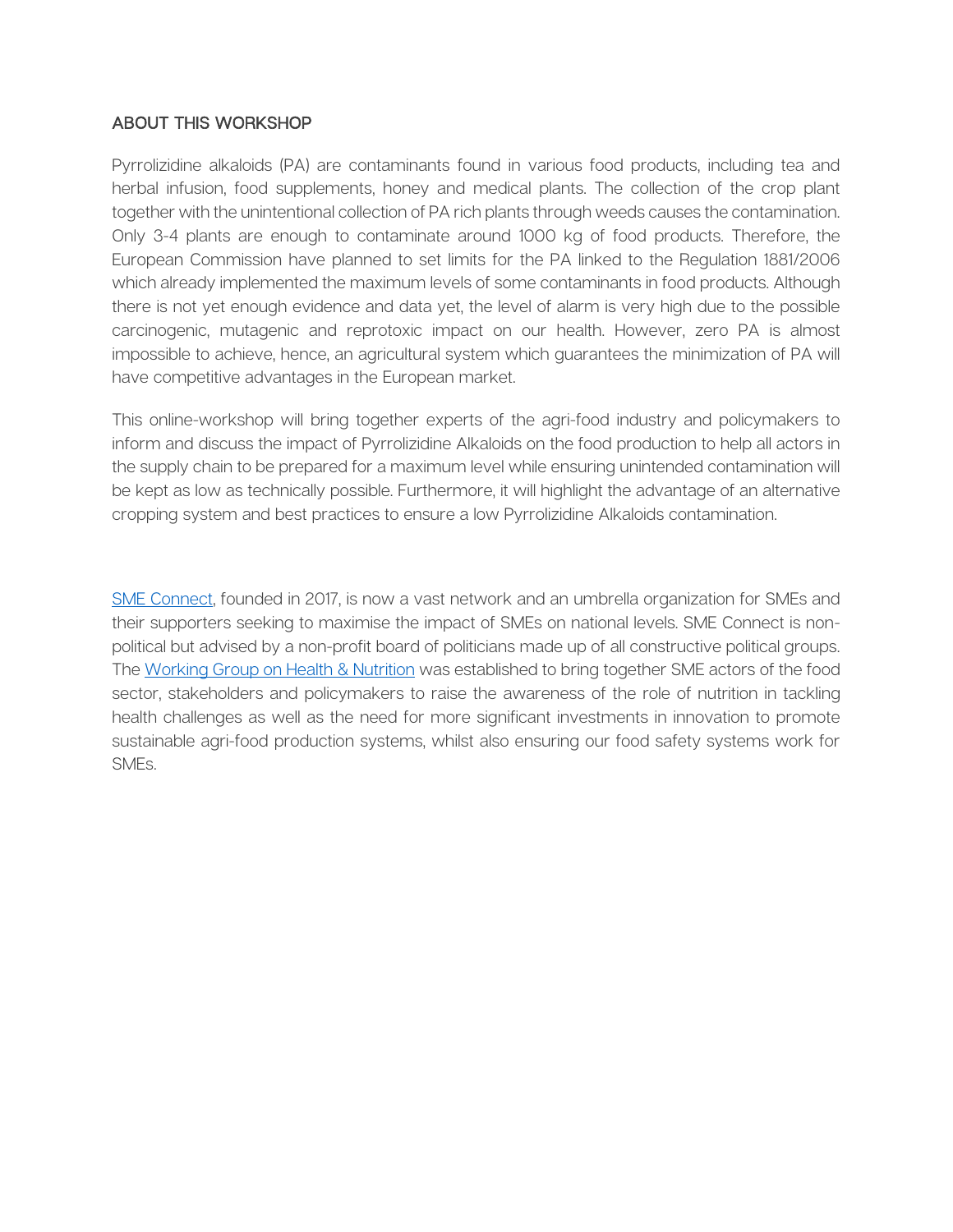## ABOUT THIS WORKSHOP

Pyrrolizidine alkaloids (PA) are contaminants found in various food products, including tea and herbal infusion, food supplements, honey and medical plants. The collection of the crop plant together with the unintentional collection of PA rich plants through weeds causes the contamination. Only 3-4 plants are enough to contaminate around 1000 kg of food products. Therefore, the European Commission have planned to set limits for the PA linked to the Regulation 1881/2006 which already implemented the maximum levels of some contaminants in food products. Although there is not yet enough evidence and data yet, the level of alarm is very high due to the possible carcinogenic, mutagenic and reprotoxic impact on our health. However, zero PA is almost impossible to achieve, hence, an agricultural system which guarantees the minimization of PA will have competitive advantages in the European market.

This online-workshop will bring together experts of the agri-food industry and policymakers to inform and discuss the impact of Pyrrolizidine Alkaloids on the food production to help all actors in the supply chain to be prepared for a maximum level while ensuring unintended contamination will be kept as low as technically possible. Furthermore, it will highlight the advantage of an alternative cropping system and best practices to ensure a low Pyrrolizidine Alkaloids contamination.

SME Connect, founded in 2017, is now a vast network and an umbrella organization for SMEs and their supporters seeking to maximise the impact of SMEs on national levels. SME Connect is non-political but advised by a non-profit board of politicians made up of all constructive political groups. The Working Group on Health & Nutrition was established to bring together SME actors of the food sector, stakeholders and policymakers to raise the awareness of the role of nutrition in tackling health challenges as well as the need for more significant investments in innovation to promote sustainable agri-food production systems, whilst also ensuring our food safety systems work for SMEs.